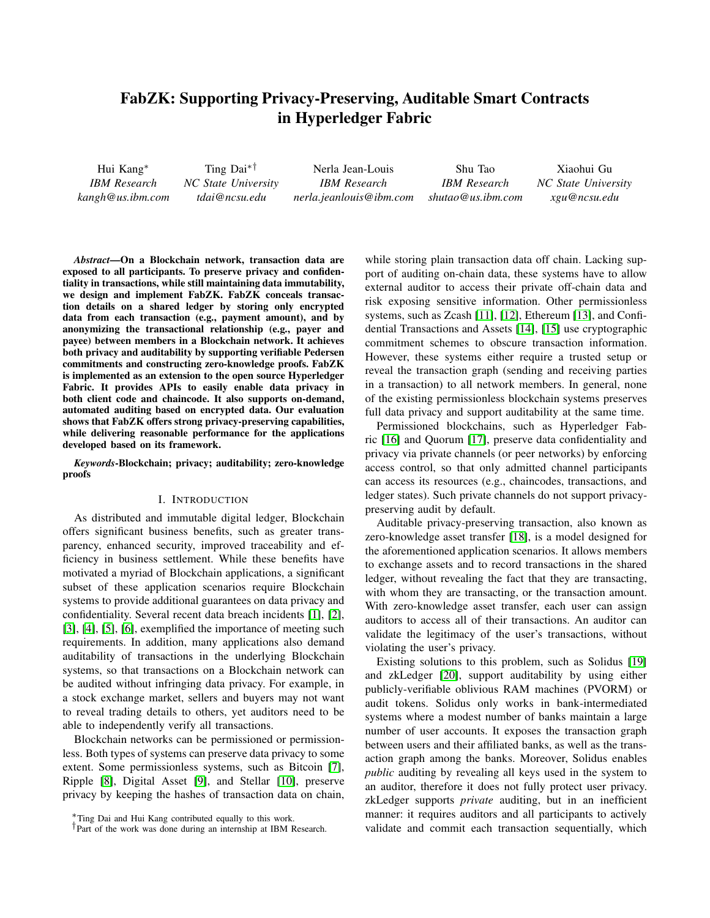# FabZK: Supporting Privacy-Preserving, Auditable Smart Contracts in Hyperledger Fabric

Hui Kang* — *IBM Research* — *kangh@us.ibm.com*

Ting Dai*† — *NC State University* — *tdai@ncsu.edu*

Nerla Jean-Louis — *IBM Research* — *nerla.jeanlouis@ibm.com*

Shu Tao — *IBM Research* — *shutao@us.ibm.com*

Xiaohui Gu — *NC State University* — *xgu@ncsu.edu*

***Abstract*—On a Blockchain network, transaction data are exposed to all participants. To preserve privacy and confidentiality in transactions, while still maintaining data immutability, we design and implement FabZK. FabZK conceals transaction details on a shared ledger by storing only encrypted data from each transaction (e.g., payment amount), and by anonymizing the transactional relationship (e.g., payer and payee) between members in a Blockchain network. It achieves both privacy and auditability by supporting verifiable Pedersen commitments and constructing zero-knowledge proofs. FabZK is implemented as an extension to the open source Hyperledger Fabric. It provides APIs to easily enable data privacy in both client code and chaincode. It also supports on-demand, automated auditing based on encrypted data. Our evaluation shows that FabZK offers strong privacy-preserving capabilities, while delivering reasonable performance for the applications developed based on its framework.**

***Keywords*-Blockchain; privacy; auditability; zero-knowledge proofs**

## I. Introduction

As distributed and immutable digital ledger, Blockchain offers significant business benefits, such as greater transparency, enhanced security, improved traceability and efficiency in business settlement. While these benefits have motivated a myriad of Blockchain applications, a significant subset of these application scenarios require Blockchain systems to provide additional guarantees on data privacy and confidentiality. Several recent data breach incidents [1], [2], [3], [4], [5], [6], exemplified the importance of meeting such requirements. In addition, many applications also demand auditability of transactions in the underlying Blockchain systems, so that transactions on a Blockchain network can be audited without infringing data privacy. For example, in a stock exchange market, sellers and buyers may not want to reveal trading details to others, yet auditors need to be able to independently verify all transactions.

Blockchain networks can be permissioned or permissionless. Both types of systems can preserve data privacy to some extent. Some permissionless systems, such as Bitcoin [7], Ripple [8], Digital Asset [9], and Stellar [10], preserve privacy by keeping the hashes of transaction data on chain, while storing plain transaction data off chain. Lacking support of auditing on-chain data, these systems have to allow external auditor to access their private off-chain data and risk exposing sensitive information. Other permissionless systems, such as Zcash [11], [12], Ethereum [13], and Confidential Transactions and Assets [14], [15] use cryptographic commitment schemes to obscure transaction information. However, these systems either require a trusted setup or reveal the transaction graph (sending and receiving parties in a transaction) to all network members. In general, none of the existing permissionless blockchain systems preserves full data privacy and support auditability at the same time.

Permissioned blockchains, such as Hyperledger Fabric [16] and Quorum [17], preserve data confidentiality and privacy via private channels (or peer networks) by enforcing access control, so that only admitted channel participants can access its resources (e.g., chaincodes, transactions, and ledger states). Such private channels do not support privacy-preserving audit by default.

Auditable privacy-preserving transaction, also known as zero-knowledge asset transfer [18], is a model designed for the aforementioned application scenarios. It allows members to exchange assets and to record transactions in the shared ledger, without revealing the fact that they are transacting, with whom they are transacting, or the transaction amount. With zero-knowledge asset transfer, each user can assign auditors to access all of their transactions. An auditor can validate the legitimacy of the user's transactions, without violating the user's privacy.

Existing solutions to this problem, such as Solidus [19] and zkLedger [20], support auditability by using either publicly-verifiable oblivious RAM machines (PVORM) or audit tokens. Solidus only works in bank-intermediated systems where a modest number of banks maintain a large number of user accounts. It exposes the transaction graph between users and their affiliated banks, as well as the transaction graph among the banks. Moreover, Solidus enables *public* auditing by revealing all keys used in the system to an auditor, therefore it does not fully protect user privacy. zkLedger supports *private* auditing, but in an inefficient manner: it requires auditors and all participants to actively validate and commit each transaction sequentially, which

*Ting Dai and Hui Kang contributed equally to this work.

†Part of the work was done during an internship at IBM Research.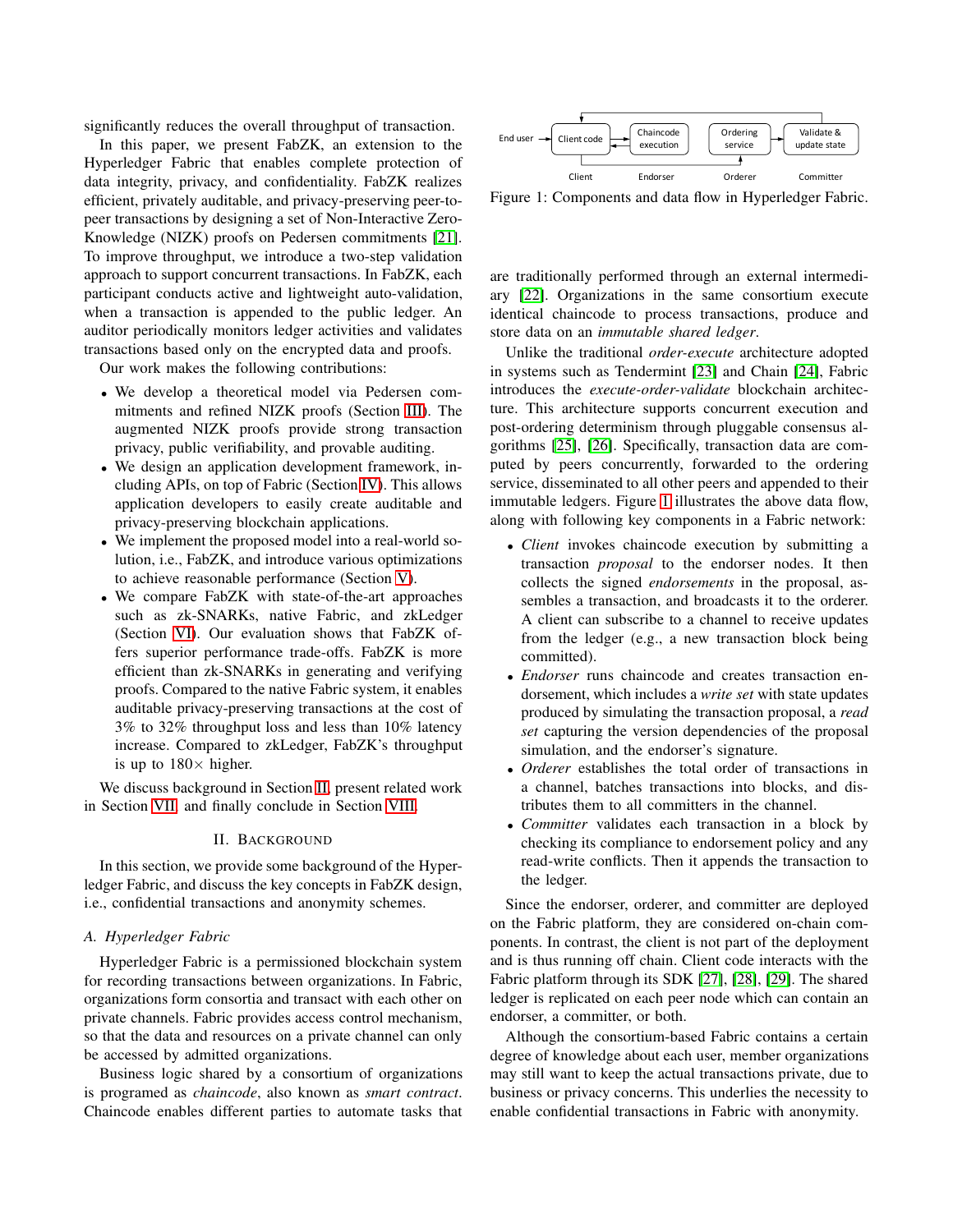significantly reduces the overall throughput of transaction.

In this paper, we present FabZK, an extension to the Hyperledger Fabric that enables complete protection of data integrity, privacy, and confidentiality. FabZK realizes efficient, privately auditable, and privacy-preserving peer-to-peer transactions by designing a set of Non-Interactive Zero-Knowledge (NIZK) proofs on Pedersen commitments [21]. To improve throughput, we introduce a two-step validation approach to support concurrent transactions. In FabZK, each participant conducts active and lightweight auto-validation, when a transaction is appended to the public ledger. An auditor periodically monitors ledger activities and validates transactions based only on the encrypted data and proofs.

Our work makes the following contributions:

- We develop a theoretical model via Pedersen commitments and refined NIZK proofs (Section III). The augmented NIZK proofs provide strong transaction privacy, public verifiability, and provable auditing.
- We design an application development framework, including APIs, on top of Fabric (Section IV). This allows application developers to easily create auditable and privacy-preserving blockchain applications.
- We implement the proposed model into a real-world solution, i.e., FabZK, and introduce various optimizations to achieve reasonable performance (Section V).
- We compare FabZK with state-of-the-art approaches such as zk-SNARKs, native Fabric, and zkLedger (Section VI). Our evaluation shows that FabZK offers superior performance trade-offs. FabZK is more efficient than zk-SNARKs in generating and verifying proofs. Compared to the native Fabric system, it enables auditable privacy-preserving transactions at the cost of 3% to 32% throughput loss and less than 10% latency increase. Compared to zkLedger, FabZK's throughput is up to 180× higher.

We discuss background in Section II, present related work in Section VII, and finally conclude in Section VIII.

## II. Background

In this section, we provide some background of the Hyperledger Fabric, and discuss the key concepts in FabZK design, i.e., confidential transactions and anonymity schemes.

### A. Hyperledger Fabric

Hyperledger Fabric is a permissioned blockchain system for recording transactions between organizations. In Fabric, organizations form consortia and transact with each other on private channels. Fabric provides access control mechanism, so that the data and resources on a private channel can only be accessed by admitted organizations.

Business logic shared by a consortium of organizations is programed as *chaincode*, also known as *smart contract*. Chaincode enables different parties to automate tasks that are traditionally performed through an external intermediary [22]. Organizations in the same consortium execute identical chaincode to process transactions, produce and store data on an *immutable shared ledger*.

Figure 1: Components and data flow in Hyperledger Fabric.

Unlike the traditional *order-execute* architecture adopted in systems such as Tendermint [23] and Chain [24], Fabric introduces the *execute-order-validate* blockchain architecture. This architecture supports concurrent execution and post-ordering determinism through pluggable consensus algorithms [25], [26]. Specifically, transaction data are computed by peers concurrently, forwarded to the ordering service, disseminated to all other peers and appended to their immutable ledgers. Figure 1 illustrates the above data flow, along with following key components in a Fabric network:

- *Client* invokes chaincode execution by submitting a transaction *proposal* to the endorser nodes. It then collects the signed *endorsements* in the proposal, assembles a transaction, and broadcasts it to the orderer. A client can subscribe to a channel to receive updates from the ledger (e.g., a new transaction block being committed).
- *Endorser* runs chaincode and creates transaction endorsement, which includes a *write set* with state updates produced by simulating the transaction proposal, a *read set* capturing the version dependencies of the proposal simulation, and the endorser's signature.
- *Orderer* establishes the total order of transactions in a channel, batches transactions into blocks, and distributes them to all committers in the channel.
- *Committer* validates each transaction in a block by checking its compliance to endorsement policy and any read-write conflicts. Then it appends the transaction to the ledger.

Since the endorser, orderer, and committer are deployed on the Fabric platform, they are considered on-chain components. In contrast, the client is not part of the deployment and is thus running off chain. Client code interacts with the Fabric platform through its SDK [27], [28], [29]. The shared ledger is replicated on each peer node which can contain an endorser, a committer, or both.

Although the consortium-based Fabric contains a certain degree of knowledge about each user, member organizations may still want to keep the actual transactions private, due to business or privacy concerns. This underlies the necessity to enable confidential transactions in Fabric with anonymity.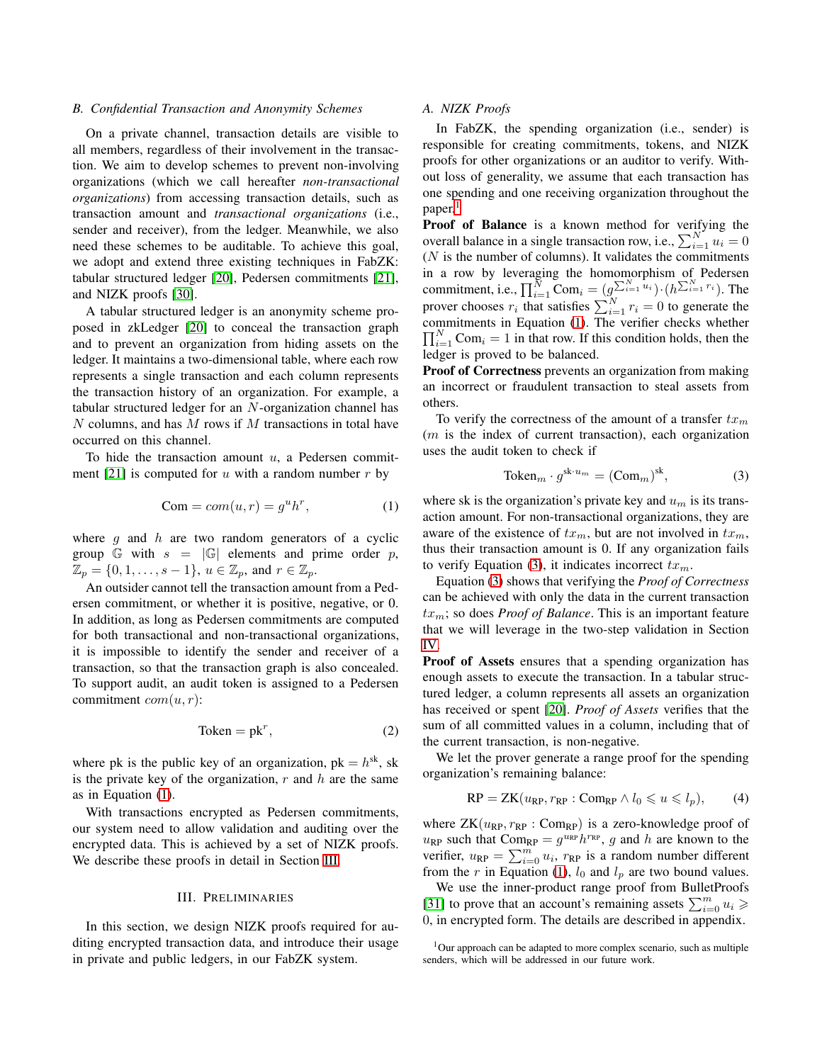### B. Confidential Transaction and Anonymity Schemes

On a private channel, transaction details are visible to all members, regardless of their involvement in the transaction. We aim to develop schemes to prevent non-involving organizations (which we call hereafter *non-transactional organizations*) from accessing transaction details, such as transaction amount and *transactional organizations* (i.e., sender and receiver), from the ledger. Meanwhile, we also need these schemes to be auditable. To achieve this goal, we adopt and extend three existing techniques in FabZK: tabular structured ledger [20], Pedersen commitments [21], and NIZK proofs [30].

A tabular structured ledger is an anonymity scheme proposed in zkLedger [20] to conceal the transaction graph and to prevent an organization from hiding assets on the ledger. It maintains a two-dimensional table, where each row represents a single transaction and each column represents the transaction history of an organization. For example, a tabular structured ledger for an $N$-organization channel has $N$ columns, and has $M$ rows if $M$ transactions in total have occurred on this channel.

To hide the transaction amount $u$, a Pedersen commitment [21] is computed for $u$ with a random number $r$ by

$$\text{Com} = com(u, r) = g^u h^r, \tag{1}$$

where $g$ and $h$ are two random generators of a cyclic group $\mathbb{G}$ with $s = |\mathbb{G}|$ elements and prime order $p$, $\mathbb{Z}_p = \{0, 1, \ldots, s-1\}$, $u \in \mathbb{Z}_p$, and $r \in \mathbb{Z}_p$.

An outsider cannot tell the transaction amount from a Pedersen commitment, or whether it is positive, negative, or 0. In addition, as long as Pedersen commitments are computed for both transactional and non-transactional organizations, it is impossible to identify the sender and receiver of a transaction, so that the transaction graph is also concealed. To support audit, an audit token is assigned to a Pedersen commitment $com(u, r)$:

$$\text{Token} = \text{pk}^r, \tag{2}$$

where pk is the public key of an organization, $\text{pk} = h^{\text{sk}}$, sk is the private key of the organization, $r$ and $h$ are the same as in Equation (1).

With transactions encrypted as Pedersen commitments, our system need to allow validation and auditing over the encrypted data. This is achieved by a set of NIZK proofs. We describe these proofs in detail in Section III.

## III. Preliminaries

In this section, we design NIZK proofs required for auditing encrypted transaction data, and introduce their usage in private and public ledgers, in our FabZK system.

### A. NIZK Proofs

In FabZK, the spending organization (i.e., sender) is responsible for creating commitments, tokens, and NIZK proofs for other organizations or an auditor to verify. Without loss of generality, we assume that each transaction has one spending and one receiving organization throughout the paper.[1]

**Proof of Balance** is a known method for verifying the overall balance in a single transaction row, i.e., $\sum_{i=1}^{N} u_i = 0$ ($N$ is the number of columns). It validates the commitments in a row by leveraging the homomorphism of Pedersen commitment, i.e., $\prod_{i=1}^{N} \text{Com}_i = (g^{\sum_{i=1}^{N} u_i}) \cdot (h^{\sum_{i=1}^{N} r_i})$. The prover chooses $r_i$ that satisfies $\sum_{i=1}^{N} r_i = 0$ to generate the commitments in Equation (1). The verifier checks whether $\prod_{i=1}^{N} \text{Com}_i = 1$ in that row. If this condition holds, then the ledger is proved to be balanced.

**Proof of Correctness** prevents an organization from making an incorrect or fraudulent transaction to steal assets from others.

To verify the correctness of the amount of a transfer $tx_m$ ($m$ is the index of current transaction), each organization uses the audit token to check if

$$\text{Token}_m \cdot g^{\text{sk} \cdot u_m} = (\text{Com}_m)^{\text{sk}}, \tag{3}$$

where sk is the organization's private key and $u_m$ is its transaction amount. For non-transactional organizations, they are aware of the existence of $tx_m$, but are not involved in $tx_m$, thus their transaction amount is 0. If any organization fails to verify Equation (3), it indicates incorrect $tx_m$.

Equation (3) shows that verifying the *Proof of Correctness* can be achieved with only the data in the current transaction $tx_m$; so does *Proof of Balance*. This is an important feature that we will leverage in the two-step validation in Section IV.

**Proof of Assets** ensures that a spending organization has enough assets to execute the transaction. In a tabular structured ledger, a column represents all assets an organization has received or spent [20]. *Proof of Assets* verifies that the sum of all committed values in a column, including that of the current transaction, is non-negative.

We let the prover generate a range proof for the spending organization's remaining balance:

$$\text{RP} = \text{ZK}(u_{\text{RP}}, r_{\text{RP}} : \text{Com}_{\text{RP}} \wedge l_0 \leqslant u \leqslant l_p), \tag{4}$$

where $\text{ZK}(u_{\text{RP}}, r_{\text{RP}} : \text{Com}_{\text{RP}})$ is a zero-knowledge proof of $u_{\text{RP}}$ such that $\text{Com}_{\text{RP}} = g^{u_{\text{RP}}} h^{r_{\text{RP}}}$, $g$ and $h$ are known to the verifier, $u_{\text{RP}} = \sum_{i=0}^{m} u_i$, $r_{\text{RP}}$ is a random number different from the $r$ in Equation (1), $l_0$ and $l_p$ are two bound values.

We use the inner-product range proof from BulletProofs [31] to prove that an account's remaining assets $\sum_{i=0}^{m} u_i \geqslant 0$, in encrypted form. The details are described in appendix.

[1] Our approach can be adapted to more complex scenario, such as multiple senders, which will be addressed in our future work.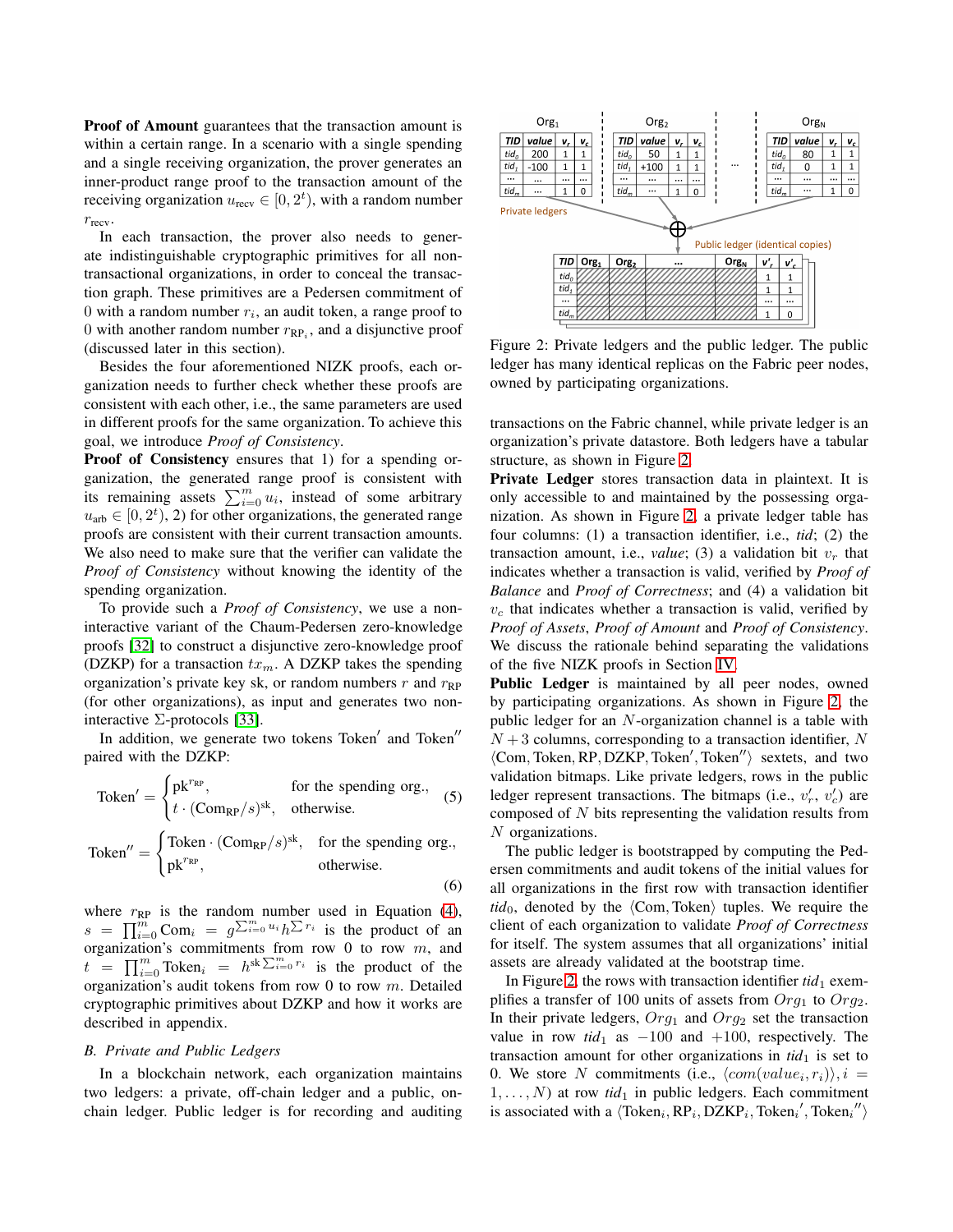**Proof of Amount** guarantees that the transaction amount is within a certain range. In a scenario with a single spending and a single receiving organization, the prover generates an inner-product range proof to the transaction amount of the receiving organization $u_{\text{recv}} \in [0, 2^t)$, with a random number $r_{\text{recv}}$.

In each transaction, the prover also needs to generate indistinguishable cryptographic primitives for all non-transactional organizations, in order to conceal the transaction graph. These primitives are a Pedersen commitment of 0 with a random number $r_i$, an audit token, a range proof to 0 with another random number $r_{\text{RP}_i}$, and a disjunctive proof (discussed later in this section).

Besides the four aforementioned NIZK proofs, each organization needs to further check whether these proofs are consistent with each other, i.e., the same parameters are used in different proofs for the same organization. To achieve this goal, we introduce *Proof of Consistency*.

**Proof of Consistency** ensures that 1) for a spending organization, the generated range proof is consistent with its remaining assets $\sum_{i=0}^{m} u_i$, instead of some arbitrary $u_{\text{arb}} \in [0, 2^t)$, 2) for other organizations, the generated range proofs are consistent with their current transaction amounts. We also need to make sure that the verifier can validate the *Proof of Consistency* without knowing the identity of the spending organization.

To provide such a *Proof of Consistency*, we use a non-interactive variant of the Chaum-Pedersen zero-knowledge proofs [32] to construct a disjunctive zero-knowledge proof (DZKP) for a transaction $tx_m$. A DZKP takes the spending organization's private key sk, or random numbers $r$ and $r_{\text{RP}}$ (for other organizations), as input and generates two non-interactive $\Sigma$-protocols [33].

In addition, we generate two tokens $\text{Token}'$ and $\text{Token}''$ paired with the DZKP:

$$\text{Token}' = \begin{cases} \text{pk}^{r_{\text{RP}}}, & \text{for the spending org.,} \\ t \cdot (\text{Com}_{\text{RP}}/s)^{\text{sk}}, & \text{otherwise.} \end{cases} \quad (5)$$

$$\text{Token}'' = \begin{cases} \text{Token} \cdot (\text{Com}_{\text{RP}}/s)^{\text{sk}}, & \text{for the spending org.,} \\ \text{pk}^{r_{\text{RP}}}, & \text{otherwise.} \end{cases} \quad (6)$$

where $r_{\text{RP}}$ is the random number used in Equation (4), $s = \prod_{i=0}^{m} \text{Com}_i = g^{\sum_{i=0}^{m} u_i} h^{\sum r_i}$ is the product of an organization's commitments from row 0 to row $m$, and $t = \prod_{i=0}^{m} \text{Token}_i = h^{\text{sk} \sum_{i=0}^{m} r_i}$ is the product of the organization's audit tokens from row 0 to row $m$. Detailed cryptographic primitives about DZKP and how it works are described in appendix.

### B. Private and Public Ledgers

In a blockchain network, each organization maintains two ledgers: a private, off-chain ledger and a public, on-chain ledger. Public ledger is for recording and auditing transactions on the Fabric channel, while private ledger is an organization's private datastore. Both ledgers have a tabular structure, as shown in Figure 2.

Org₁ / Org₂ / ... / Org$_N$ (Private ledgers):

Org$_1$:

| TID | value | $v_r$ | $v_c$ |
|---|---|---|---|
| $tid_0$ | 200 | 1 | 1 |
| $tid_1$ | -100 | 1 | 1 |
| ... | ... | ... | ... |
| $tid_m$ | ... | 1 | 0 |

Org$_2$:

| TID | value | $v_r$ | $v_c$ |
|---|---|---|---|
| $tid_0$ | 50 | 1 | 1 |
| $tid_1$ | +100 | 1 | 1 |
| ... | ... | ... | ... |
| $tid_m$ | ... | 1 | 0 |

Org$_N$:

| TID | value | $v_r$ | $v_c$ |
|---|---|---|---|
| $tid_0$ | 80 | 1 | 1 |
| $tid_1$ | 0 | 1 | 1 |
| ... | ... | ... | ... |
| $tid_m$ | ... | 1 | 0 |

Public ledger (identical copies):

| TID | Org₁ | Org₂ | ... | Org$_N$ | $v'_r$ | $v'_c$ |
|---|---|---|---|---|---|---|
| $tid_0$ | | | | | 1 | 1 |
| $tid_1$ | | | | | 1 | 1 |
| ... | | | | | ... | ... |
| $tid_m$ | | | | | 1 | 0 |

Figure 2: Private ledgers and the public ledger. The public ledger has many identical replicas on the Fabric peer nodes, owned by participating organizations.

**Private Ledger** stores transaction data in plaintext. It is only accessible to and maintained by the possessing organization. As shown in Figure 2, a private ledger table has four columns: (1) a transaction identifier, i.e., *tid*; (2) the transaction amount, i.e., *value*; (3) a validation bit $v_r$ that indicates whether a transaction is valid, verified by *Proof of Balance* and *Proof of Correctness*; and (4) a validation bit $v_c$ that indicates whether a transaction is valid, verified by *Proof of Assets*, *Proof of Amount* and *Proof of Consistency*. We discuss the rationale behind separating the validations of the five NIZK proofs in Section IV.

**Public Ledger** is maintained by all peer nodes, owned by participating organizations. As shown in Figure 2, the public ledger for an $N$-organization channel is a table with $N+3$ columns, corresponding to a transaction identifier, $N$ $\langle \text{Com}, \text{Token}, \text{RP}, \text{DZKP}, \text{Token}', \text{Token}'' \rangle$ sextets, and two validation bitmaps. Like private ledgers, rows in the public ledger represent transactions. The bitmaps (i.e., $v'_r$, $v'_c$) are composed of $N$ bits representing the validation results from $N$ organizations.

The public ledger is bootstrapped by computing the Pedersen commitments and audit tokens of the initial values for all organizations in the first row with transaction identifier $tid_0$, denoted by the $\langle \text{Com}, \text{Token} \rangle$ tuples. We require the client of each organization to validate *Proof of Correctness* for itself. The system assumes that all organizations' initial assets are already validated at the bootstrap time.

In Figure 2, the rows with transaction identifier $tid_1$ exemplifies a transfer of 100 units of assets from $Org_1$ to $Org_2$. In their private ledgers, $Org_1$ and $Org_2$ set the transaction value in row $tid_1$ as $-100$ and $+100$, respectively. The transaction amount for other organizations in $tid_1$ is set to 0. We store $N$ commitments (i.e., $\langle com(value_i, r_i) \rangle, i = 1, \ldots, N$) at row $tid_1$ in public ledgers. Each commitment is associated with a $\langle \text{Token}_i, \text{RP}_i, \text{DZKP}_i, \text{Token}_i{}', \text{Token}_i{}'' \rangle$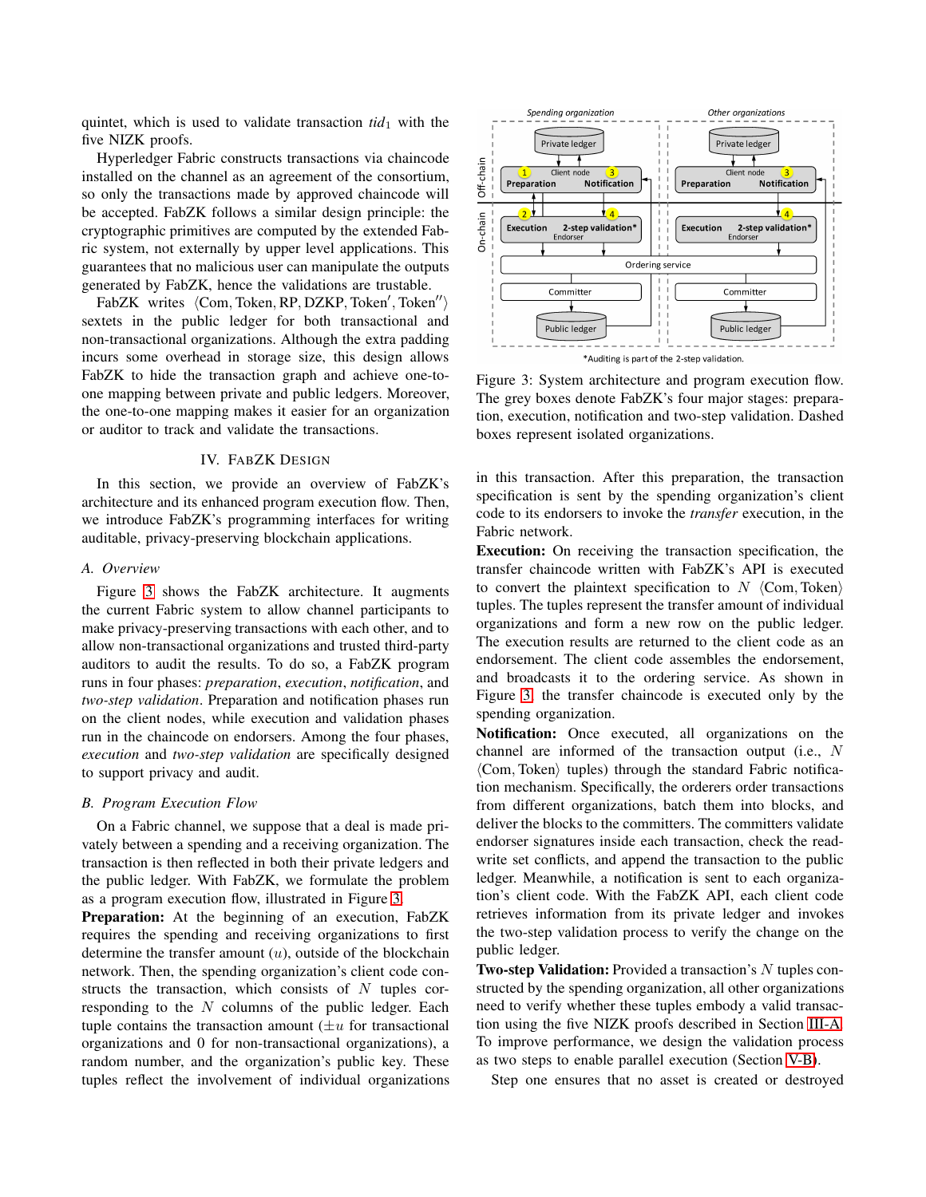quintet, which is used to validate transaction $tid_1$ with the five NIZK proofs.

Hyperledger Fabric constructs transactions via chaincode installed on the channel as an agreement of the consortium, so only the transactions made by approved chaincode will be accepted. FabZK follows a similar design principle: the cryptographic primitives are computed by the extended Fabric system, not externally by upper level applications. This guarantees that no malicious user can manipulate the outputs generated by FabZK, hence the validations are trustable.

FabZK writes $\langle \mathrm{Com}, \mathrm{Token}, \mathrm{RP}, \mathrm{DZKP}, \mathrm{Token}', \mathrm{Token}'' \rangle$ sextets in the public ledger for both transactional and non-transactional organizations. Although the extra padding incurs some overhead in storage size, this design allows FabZK to hide the transaction graph and achieve one-to-one mapping between private and public ledgers. Moreover, the one-to-one mapping makes it easier for an organization or auditor to track and validate the transactions.

## IV. FabZK Design

In this section, we provide an overview of FabZK's architecture and its enhanced program execution flow. Then, we introduce FabZK's programming interfaces for writing auditable, privacy-preserving blockchain applications.

### A. Overview

Figure 3 shows the FabZK architecture. It augments the current Fabric system to allow channel participants to make privacy-preserving transactions with each other, and to allow non-transactional organizations and trusted third-party auditors to audit the results. To do so, a FabZK program runs in four phases: *preparation*, *execution*, *notification*, and *two-step validation*. Preparation and notification phases run on the client nodes, while execution and validation phases run in the chaincode on endorsers. Among the four phases, *execution* and *two-step validation* are specifically designed to support privacy and audit.

### B. Program Execution Flow

On a Fabric channel, we suppose that a deal is made privately between a spending and a receiving organization. The transaction is then reflected in both their private ledgers and the public ledger. With FabZK, we formulate the problem as a program execution flow, illustrated in Figure 3.

**Preparation:** At the beginning of an execution, FabZK requires the spending and receiving organizations to first determine the transfer amount ($u$), outside of the blockchain network. Then, the spending organization's client code constructs the transaction, which consists of $N$ tuples corresponding to the $N$ columns of the public ledger. Each tuple contains the transaction amount ($\pm u$ for transactional organizations and 0 for non-transactional organizations), a random number, and the organization's public key. These tuples reflect the involvement of individual organizations in this transaction. After this preparation, the transaction specification is sent by the spending organization's client code to its endorsers to invoke the *transfer* execution, in the Fabric network.

Figure 3: System architecture and program execution flow. The grey boxes denote FabZK's four major stages: preparation, execution, notification and two-step validation. Dashed boxes represent isolated organizations.

**Execution:** On receiving the transaction specification, the transfer chaincode written with FabZK's API is executed to convert the plaintext specification to $N$ $\langle \mathrm{Com}, \mathrm{Token} \rangle$ tuples. The tuples represent the transfer amount of individual organizations and form a new row on the public ledger. The execution results are returned to the client code as an endorsement. The client code assembles the endorsement, and broadcasts it to the ordering service. As shown in Figure 3, the transfer chaincode is executed only by the spending organization.

**Notification:** Once executed, all organizations on the channel are informed of the transaction output (i.e., $N$ $\langle \mathrm{Com}, \mathrm{Token} \rangle$ tuples) through the standard Fabric notification mechanism. Specifically, the orderers order transactions from different organizations, batch them into blocks, and deliver the blocks to the committers. The committers validate endorser signatures inside each transaction, check the read-write set conflicts, and append the transaction to the public ledger. Meanwhile, a notification is sent to each organization's client code. With the FabZK API, each client code retrieves information from its private ledger and invokes the two-step validation process to verify the change on the public ledger.

**Two-step Validation:** Provided a transaction's $N$ tuples constructed by the spending organization, all other organizations need to verify whether these tuples embody a valid transaction using the five NIZK proofs described in Section III-A. To improve performance, we design the validation process as two steps to enable parallel execution (Section V-B).

Step one ensures that no asset is created or destroyed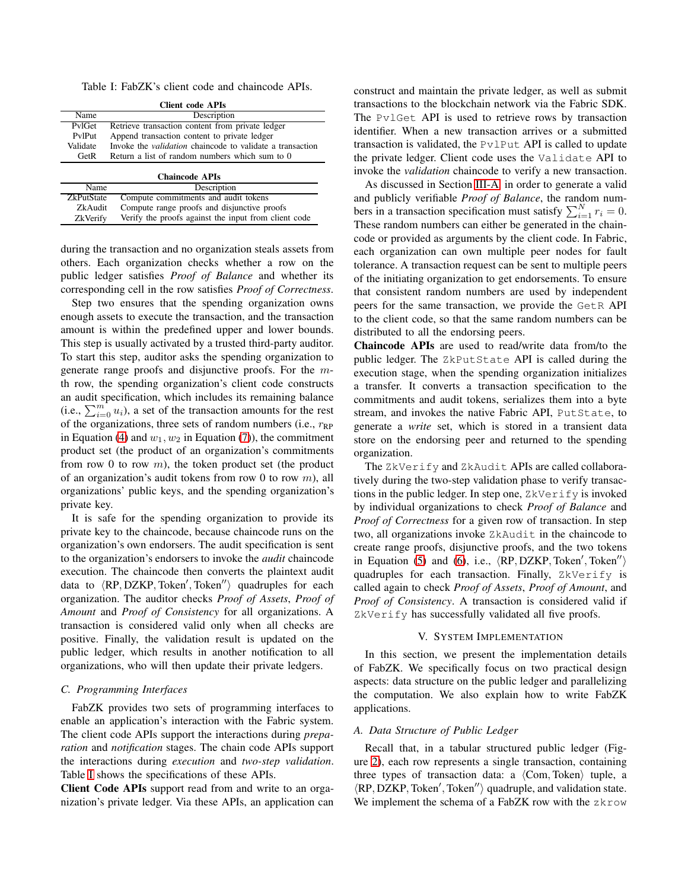Table I: FabZK's client code and chaincode APIs.

**Client code APIs**

| Name | Description |
| --- | --- |
| PvlGet | Retrieve transaction content from private ledger |
| PvlPut | Append transaction content to private ledger |
| Validate | Invoke the *validation* chaincode to validate a transaction |
| GetR | Return a list of random numbers which sum to 0 |

**Chaincode APIs**

| Name | Description |
| --- | --- |
| ZkPutState | Compute commitments and audit tokens |
| ZkAudit | Compute range proofs and disjunctive proofs |
| ZkVerify | Verify the proofs against the input from client code |

during the transaction and no organization steals assets from others. Each organization checks whether a row on the public ledger satisfies *Proof of Balance* and whether its corresponding cell in the row satisfies *Proof of Correctness*.

Step two ensures that the spending organization owns enough assets to execute the transaction, and the transaction amount is within the predefined upper and lower bounds. This step is usually activated by a trusted third-party auditor. To start this step, auditor asks the spending organization to generate range proofs and disjunctive proofs. For the $m$-th row, the spending organization's client code constructs an audit specification, which includes its remaining balance (i.e., $\sum_{i=0}^{m} u_i$), a set of the transaction amounts for the rest of the organizations, three sets of random numbers (i.e., $r_{\text{RP}}$ in Equation (4) and $w_1, w_2$ in Equation (7)), the commitment product set (the product of an organization's commitments from row 0 to row $m$), the token product set (the product of an organization's audit tokens from row 0 to row $m$), all organizations' public keys, and the spending organization's private key.

It is safe for the spending organization to provide its private key to the chaincode, because chaincode runs on the organization's own endorsers. The audit specification is sent to the organization's endorsers to invoke the *audit* chaincode execution. The chaincode then converts the plaintext audit data to $\langle \text{RP}, \text{DZKP}, \text{Token}', \text{Token}'' \rangle$ quadruples for each organization. The auditor checks *Proof of Assets*, *Proof of Amount* and *Proof of Consistency* for all organizations. A transaction is considered valid only when all checks are positive. Finally, the validation result is updated on the public ledger, which results in another notification to all organizations, who will then update their private ledgers.

### C. Programming Interfaces

FabZK provides two sets of programming interfaces to enable an application's interaction with the Fabric system. The client code APIs support the interactions during *preparation* and *notification* stages. The chain code APIs support the interactions during *execution* and *two-step validation*. Table I shows the specifications of these APIs.

**Client Code APIs** support read from and write to an organization's private ledger. Via these APIs, an application can construct and maintain the private ledger, as well as submit transactions to the blockchain network via the Fabric SDK. The `PvlGet` API is used to retrieve rows by transaction identifier. When a new transaction arrives or a submitted transaction is validated, the `PvlPut` API is called to update the private ledger. Client code uses the `Validate` API to invoke the *validation* chaincode to verify a new transaction.

As discussed in Section III-A, in order to generate a valid and publicly verifiable *Proof of Balance*, the random numbers in a transaction specification must satisfy $\sum_{i=1}^{N} r_i = 0$. These random numbers can either be generated in the chaincode or provided as arguments by the client code. In Fabric, each organization can own multiple peer nodes for fault tolerance. A transaction request can be sent to multiple peers of the initiating organization to get endorsements. To ensure that consistent random numbers are used by independent peers for the same transaction, we provide the `GetR` API to the client code, so that the same random numbers can be distributed to all the endorsing peers.

**Chaincode APIs** are used to read/write data from/to the public ledger. The `ZkPutState` API is called during the execution stage, when the spending organization initializes a transfer. It converts a transaction specification to the commitments and audit tokens, serializes them into a byte stream, and invokes the native Fabric API, `PutState`, to generate a *write* set, which is stored in a transient data store on the endorsing peer and returned to the spending organization.

The `ZkVerify` and `ZkAudit` APIs are called collaboratively during the two-step validation phase to verify transactions in the public ledger. In step one, `ZkVerify` is invoked by individual organizations to check *Proof of Balance* and *Proof of Correctness* for a given row of transaction. In step two, all organizations invoke `ZkAudit` in the chaincode to create range proofs, disjunctive proofs, and the two tokens in Equation (5) and (6), i.e., $\langle \text{RP}, \text{DZKP}, \text{Token}', \text{Token}'' \rangle$ quadruples for each transaction. Finally, `ZkVerify` is called again to check *Proof of Assets*, *Proof of Amount*, and *Proof of Consistency*. A transaction is considered valid if `ZkVerify` has successfully validated all five proofs.

## V. System Implementation

In this section, we present the implementation details of FabZK. We specifically focus on two practical design aspects: data structure on the public ledger and parallelizing the computation. We also explain how to write FabZK applications.

### A. Data Structure of Public Ledger

Recall that, in a tabular structured public ledger (Figure 2), each row represents a single transaction, containing three types of transaction data: a $\langle \text{Com}, \text{Token} \rangle$ tuple, a $\langle \text{RP}, \text{DZKP}, \text{Token}', \text{Token}'' \rangle$ quadruple, and validation state. We implement the schema of a FabZK row with the `zkrow`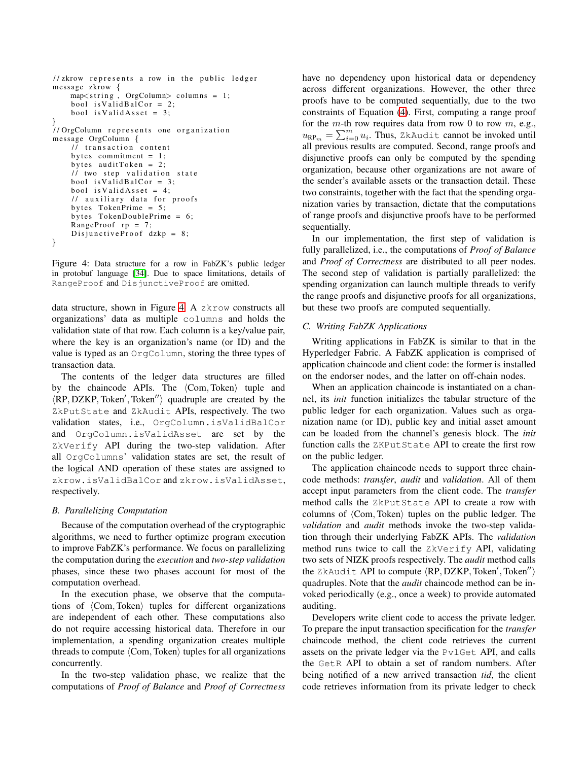```
//zkrow represents a row in the public ledger
message zkrow {
    map<string, OrgColumn> columns = 1;
    bool isValidBalCor = 2;
    bool isValidAsset = 3;
}
//OrgColumn represents one organization
message OrgColumn {
    // transaction content
    bytes commitment = 1;
    bytes auditToken = 2;
    // two step validation state
    bool isValidBalCor = 3;
    bool isValidAsset = 4;
    // auxiliary data for proofs
    bytes TokenPrime = 5;
    bytes TokenDoublePrime = 6;
    RangeProof rp = 7;
    DisjunctiveProof dzkp = 8;
}
```

Figure 4: Data structure for a row in FabZK's public ledger in protobuf language [34]. Due to space limitations, details of RangeProof and DisjunctiveProof are omitted.

data structure, shown in Figure 4. A zkrow constructs all organizations' data as multiple columns and holds the validation state of that row. Each column is a key/value pair, where the key is an organization's name (or ID) and the value is typed as an OrgColumn, storing the three types of transaction data.

The contents of the ledger data structures are filled by the chaincode APIs. The $\langle \text{Com}, \text{Token} \rangle$ tuple and $\langle \text{RP}, \text{DZKP}, \text{Token}', \text{Token}'' \rangle$ quadruple are created by the ZkPutState and ZkAudit APIs, respectively. The two validation states, i.e., OrgColumn.isValidBalCor and OrgColumn.isValidAsset are set by the ZkVerify API during the two-step validation. After all OrgColumns' validation states are set, the result of the logical AND operation of these states are assigned to zkrow.isValidBalCor and zkrow.isValidAsset, respectively.

### B. Parallelizing Computation

Because of the computation overhead of the cryptographic algorithms, we need to further optimize program execution to improve FabZK's performance. We focus on parallelizing the computation during the *execution* and *two-step validation* phases, since these two phases account for most of the computation overhead.

In the execution phase, we observe that the computations of $\langle \text{Com}, \text{Token} \rangle$ tuples for different organizations are independent of each other. These computations also do not require accessing historical data. Therefore in our implementation, a spending organization creates multiple threads to compute $\langle \text{Com}, \text{Token} \rangle$ tuples for all organizations concurrently.

In the two-step validation phase, we realize that the computations of *Proof of Balance* and *Proof of Correctness* have no dependency upon historical data or dependency across different organizations. However, the other three proofs have to be computed sequentially, due to the two constraints of Equation (4). First, computing a range proof for the $m$-th row requires data from row 0 to row $m$, e.g., $u_{\text{RP}_m} = \sum_{i=0}^{m} u_i$. Thus, ZkAudit cannot be invoked until all previous results are computed. Second, range proofs and disjunctive proofs can only be computed by the spending organization, because other organizations are not aware of the sender's available assets or the transaction detail. These two constraints, together with the fact that the spending organization varies by transaction, dictate that the computations of range proofs and disjunctive proofs have to be performed sequentially.

In our implementation, the first step of validation is fully parallelized, i.e., the computations of *Proof of Balance* and *Proof of Correctness* are distributed to all peer nodes. The second step of validation is partially parallelized: the spending organization can launch multiple threads to verify the range proofs and disjunctive proofs for all organizations, but these two proofs are computed sequentially.

### C. Writing FabZK Applications

Writing applications in FabZK is similar to that in the Hyperledger Fabric. A FabZK application is comprised of application chaincode and client code: the former is installed on the endorser nodes, and the latter on off-chain nodes.

When an application chaincode is instantiated on a channel, its *init* function initializes the tabular structure of the public ledger for each organization. Values such as organization name (or ID), public key and initial asset amount can be loaded from the channel's genesis block. The *init* function calls the ZKPutState API to create the first row on the public ledger.

The application chaincode needs to support three chaincode methods: *transfer*, *audit* and *validation*. All of them accept input parameters from the client code. The *transfer* method calls the ZkPutState API to create a row with columns of $\langle \text{Com}, \text{Token} \rangle$ tuples on the public ledger. The *validation* and *audit* methods invoke the two-step validation through their underlying FabZK APIs. The *validation* method runs twice to call the ZkVerify API, validating two sets of NIZK proofs respectively. The *audit* method calls the ZkAudit API to compute $\langle \text{RP}, \text{DZKP}, \text{Token}', \text{Token}'' \rangle$ quadruples. Note that the *audit* chaincode method can be invoked periodically (e.g., once a week) to provide automated auditing.

Developers write client code to access the private ledger. To prepare the input transaction specification for the *transfer* chaincode method, the client code retrieves the current assets on the private ledger via the PvlGet API, and calls the GetR API to obtain a set of random numbers. After being notified of a new arrived transaction *tid*, the client code retrieves information from its private ledger to check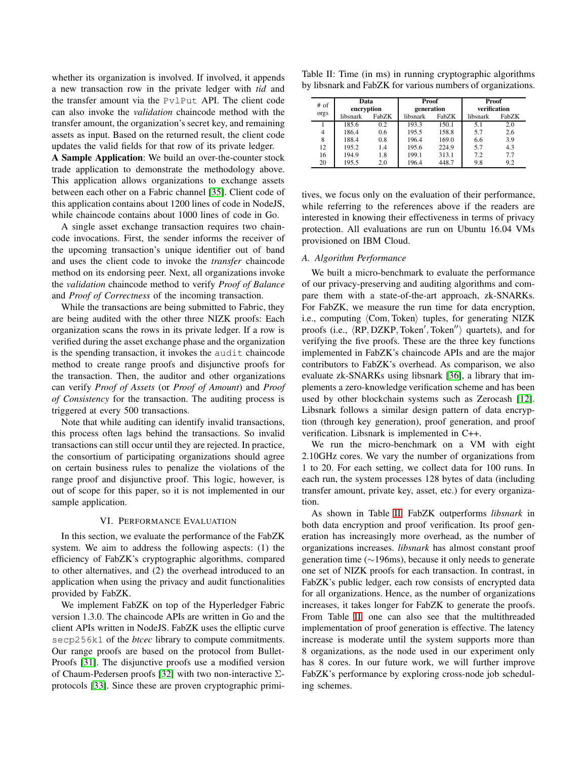whether its organization is involved. If involved, it appends a new transaction row in the private ledger with *tid* and the transfer amount via the PvlPut API. The client code can also invoke the *validation* chaincode method with the transfer amount, the organization's secret key, and remaining assets as input. Based on the returned result, the client code updates the valid fields for that row of its private ledger.

**A Sample Application**: We build an over-the-counter stock trade application to demonstrate the methodology above. This application allows organizations to exchange assets between each other on a Fabric channel [35]. Client code of this application contains about 1200 lines of code in NodeJS, while chaincode contains about 1000 lines of code in Go.

A single asset exchange transaction requires two chaincode invocations. First, the sender informs the receiver of the upcoming transaction's unique identifier out of band and uses the client code to invoke the *transfer* chaincode method on its endorsing peer. Next, all organizations invoke the *validation* chaincode method to verify *Proof of Balance* and *Proof of Correctness* of the incoming transaction.

While the transactions are being submitted to Fabric, they are being audited with the other three NIZK proofs: Each organization scans the rows in its private ledger. If a row is verified during the asset exchange phase and the organization is the spending transaction, it invokes the audit chaincode method to create range proofs and disjunctive proofs for the transaction. Then, the auditor and other organizations can verify *Proof of Assets* (or *Proof of Amount*) and *Proof of Consistency* for the transaction. The auditing process is triggered at every 500 transactions.

Note that while auditing can identify invalid transactions, this process often lags behind the transactions. So invalid transactions can still occur until they are rejected. In practice, the consortium of participating organizations should agree on certain business rules to penalize the violations of the range proof and disjunctive proof. This logic, however, is out of scope for this paper, so it is not implemented in our sample application.

## VI. Performance Evaluation

In this section, we evaluate the performance of the FabZK system. We aim to address the following aspects: (1) the efficiency of FabZK's cryptographic algorithms, compared to other alternatives, and (2) the overhead introduced to an application when using the privacy and audit functionalities provided by FabZK.

We implement FabZK on top of the Hyperledger Fabric version 1.3.0. The chaincode APIs are written in Go and the client APIs written in NodeJS. FabZK uses the elliptic curve secp256k1 of the *btcec* library to compute commitments. Our range proofs are based on the protocol from BulletProofs [31]. The disjunctive proofs use a modified version of Chaum-Pedersen proofs [32] with two non-interactive $\Sigma$-protocols [33]. Since these are proven cryptographic primitives, we focus only on the evaluation of their performance, while referring to the references above if the readers are interested in knowing their effectiveness in terms of privacy protection. All evaluations are run on Ubuntu 16.04 VMs provisioned on IBM Cloud.

Table II: Time (in ms) in running cryptographic algorithms by libsnark and FabZK for various numbers of organizations.

| # of orgs | Data encryption | | Proof generation | | Proof verification | |
|---|---|---|---|---|---|---|
| | libsnark | FabZK | libsnark | FabZK | libsnark | FabZK |
| 1 | 185.6 | 0.2 | 193.3 | 150.1 | 5.1 | 2.0 |
| 4 | 186.4 | 0.6 | 195.5 | 158.8 | 5.7 | 2.6 |
| 8 | 188.4 | 0.8 | 196.4 | 169.0 | 6.6 | 3.9 |
| 12 | 195.2 | 1.4 | 195.6 | 224.9 | 5.7 | 4.3 |
| 16 | 194.9 | 1.8 | 199.1 | 313.1 | 7.2 | 7.7 |
| 20 | 195.5 | 2.0 | 196.4 | 448.7 | 9.8 | 9.2 |

### A. Algorithm Performance

We built a micro-benchmark to evaluate the performance of our privacy-preserving and auditing algorithms and compare them with a state-of-the-art approach, zk-SNARKs. For FabZK, we measure the run time for data encryption, i.e., computing $\langle \text{Com}, \text{Token} \rangle$ tuples, for generating NIZK proofs (i.e., $\langle \text{RP}, \text{DZKP}, \text{Token}', \text{Token}'' \rangle$ quartets), and for verifying the five proofs. These are the three key functions implemented in FabZK's chaincode APIs and are the major contributors to FabZK's overhead. As comparison, we also evaluate zk-SNARKs using libsnark [36], a library that implements a zero-knowledge verification scheme and has been used by other blockchain systems such as Zerocash [12]. Libsnark follows a similar design pattern of data encryption (through key generation), proof generation, and proof verification. Libsnark is implemented in C++.

We run the micro-benchmark on a VM with eight 2.10GHz cores. We vary the number of organizations from 1 to 20. For each setting, we collect data for 100 runs. In each run, the system processes 128 bytes of data (including transfer amount, private key, asset, etc.) for every organization.

As shown in Table II, FabZK outperforms *libsnark* in both data encryption and proof verification. Its proof generation has increasingly more overhead, as the number of organizations increases. *libsnark* has almost constant proof generation time ($\sim$196ms), because it only needs to generate one set of NIZK proofs for each transaction. In contrast, in FabZK's public ledger, each row consists of encrypted data for all organizations. Hence, as the number of organizations increases, it takes longer for FabZK to generate the proofs. From Table II, one can also see that the multithreaded implementation of proof generation is effective. The latency increase is moderate until the system supports more than 8 organizations, as the node used in our experiment only has 8 cores. In our future work, we will further improve FabZK's performance by exploring cross-node job scheduling schemes.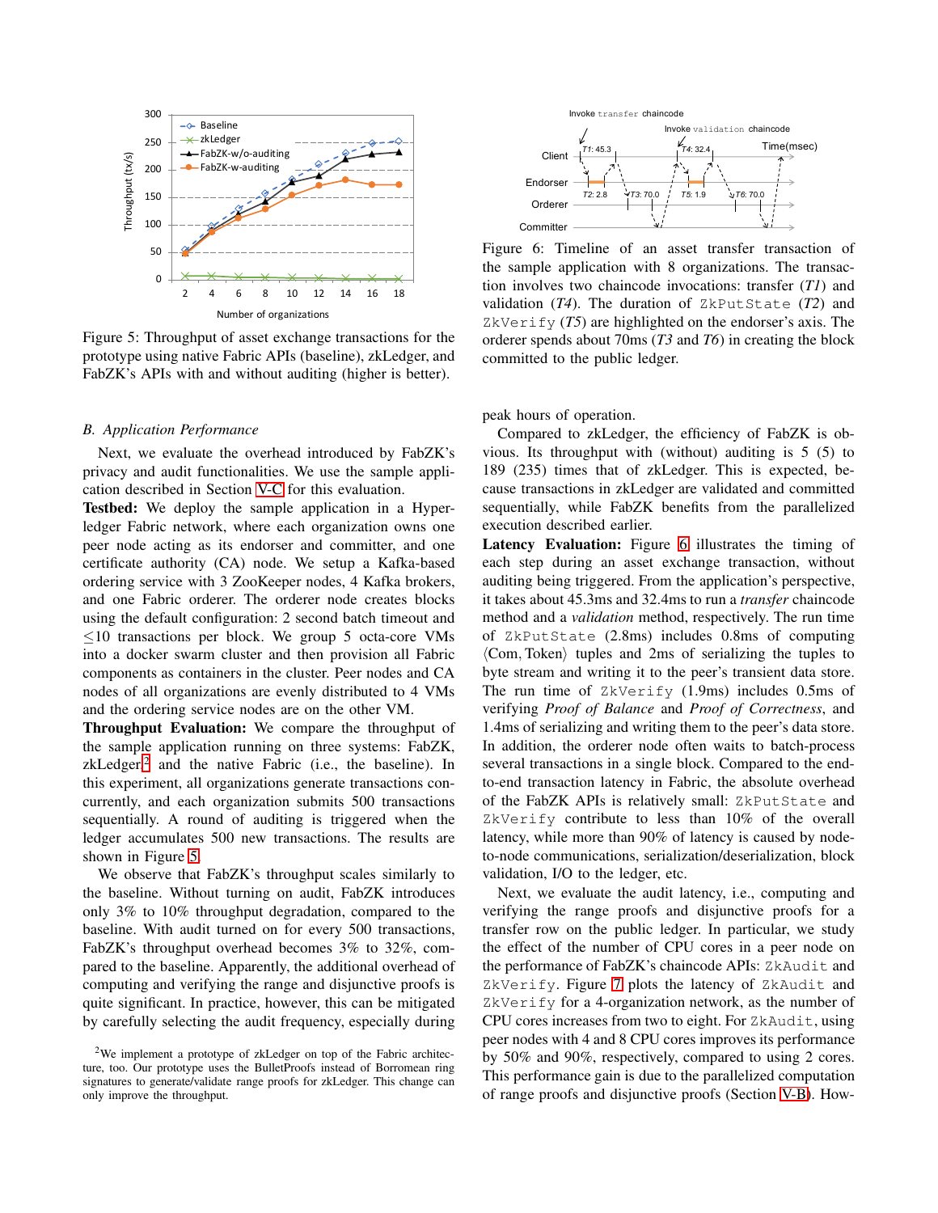Figure 5: Throughput of asset exchange transactions for the prototype using native Fabric APIs (baseline), zkLedger, and FabZK's APIs with and without auditing (higher is better).

Figure 6: Timeline of an asset transfer transaction of the sample application with 8 organizations. The transaction involves two chaincode invocations: transfer (*T1*) and validation (*T4*). The duration of ZkPutState (*T2*) and ZkVerify (*T5*) are highlighted on the endorser's axis. The orderer spends about 70ms (*T3* and *T6*) in creating the block committed to the public ledger.

### B. Application Performance

Next, we evaluate the overhead introduced by FabZK's privacy and audit functionalities. We use the sample application described in Section V-C for this evaluation.

**Testbed:** We deploy the sample application in a Hyperledger Fabric network, where each organization owns one peer node acting as its endorser and committer, and one certificate authority (CA) node. We setup a Kafka-based ordering service with 3 ZooKeeper nodes, 4 Kafka brokers, and one Fabric orderer. The orderer node creates blocks using the default configuration: 2 second batch timeout and $\leq$10 transactions per block. We group 5 octa-core VMs into a docker swarm cluster and then provision all Fabric components as containers in the cluster. Peer nodes and CA nodes of all organizations are evenly distributed to 4 VMs and the ordering service nodes are on the other VM.

**Throughput Evaluation:** We compare the throughput of the sample application running on three systems: FabZK, zkLedger[2] and the native Fabric (i.e., the baseline). In this experiment, all organizations generate transactions concurrently, and each organization submits 500 transactions sequentially. A round of auditing is triggered when the ledger accumulates 500 new transactions. The results are shown in Figure 5.

We observe that FabZK's throughput scales similarly to the baseline. Without turning on audit, FabZK introduces only 3% to 10% throughput degradation, compared to the baseline. With audit turned on for every 500 transactions, FabZK's throughput overhead becomes 3% to 32%, compared to the baseline. Apparently, the additional overhead of computing and verifying the range and disjunctive proofs is quite significant. In practice, however, this can be mitigated by carefully selecting the audit frequency, especially during peak hours of operation.

Compared to zkLedger, the efficiency of FabZK is obvious. Its throughput with (without) auditing is 5 (5) to 189 (235) times that of zkLedger. This is expected, because transactions in zkLedger are validated and committed sequentially, while FabZK benefits from the parallelized execution described earlier.

**Latency Evaluation:** Figure 6 illustrates the timing of each step during an asset exchange transaction, without auditing being triggered. From the application's perspective, it takes about 45.3ms and 32.4ms to run a *transfer* chaincode method and a *validation* method, respectively. The run time of ZkPutState (2.8ms) includes 0.8ms of computing $\langle \text{Com}, \text{Token} \rangle$ tuples and 2ms of serializing the tuples to byte stream and writing it to the peer's transient data store. The run time of ZkVerify (1.9ms) includes 0.5ms of verifying *Proof of Balance* and *Proof of Correctness*, and 1.4ms of serializing and writing them to the peer's data store. In addition, the orderer node often waits to batch-process several transactions in a single block. Compared to the end-to-end transaction latency in Fabric, the absolute overhead of the FabZK APIs is relatively small: ZkPutState and ZkVerify contribute to less than 10% of the overall latency, while more than 90% of latency is caused by node-to-node communications, serialization/deserialization, block validation, I/O to the ledger, etc.

Next, we evaluate the audit latency, i.e., computing and verifying the range proofs and disjunctive proofs for a transfer row on the public ledger. In particular, we study the effect of the number of CPU cores in a peer node on the performance of FabZK's chaincode APIs: ZkAudit and ZkVerify. Figure 7 plots the latency of ZkAudit and ZkVerify for a 4-organization network, as the number of CPU cores increases from two to eight. For ZkAudit, using peer nodes with 4 and 8 CPU cores improves its performance by 50% and 90%, respectively, compared to using 2 cores. This performance gain is due to the parallelized computation of range proofs and disjunctive proofs (Section V-B). How-

[2] We implement a prototype of zkLedger on top of the Fabric architecture, too. Our prototype uses the BulletProofs instead of Borromean ring signatures to generate/validate range proofs for zkLedger. This change can only improve the throughput.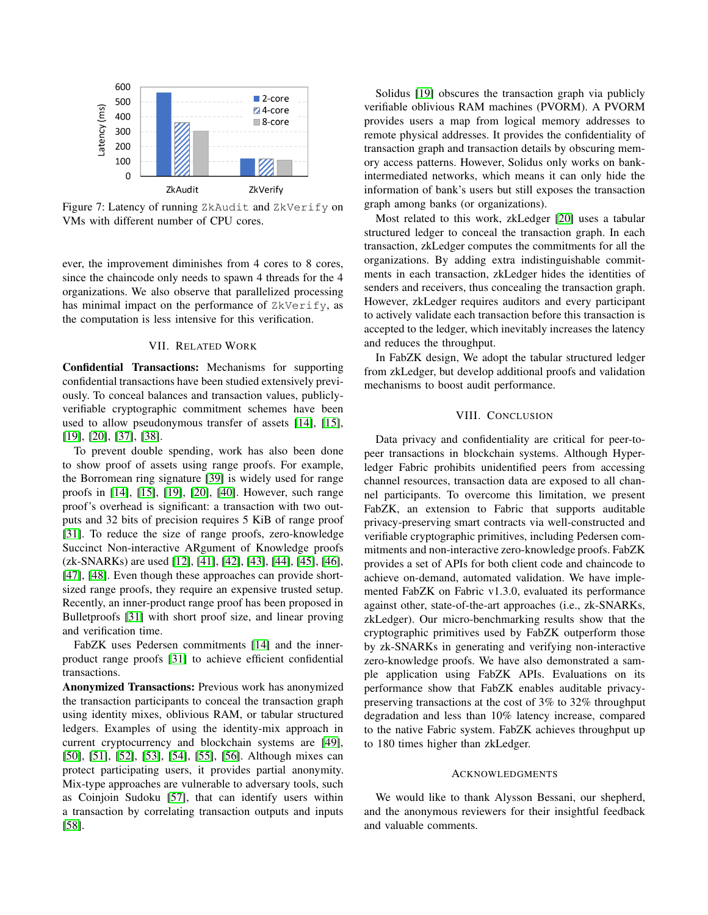Figure 7: Latency of running `ZkAudit` and `ZkVerify` on VMs with different number of CPU cores.

ever, the improvement diminishes from 4 cores to 8 cores, since the chaincode only needs to spawn 4 threads for the 4 organizations. We also observe that parallelized processing has minimal impact on the performance of `ZkVerify`, as the computation is less intensive for this verification.

## VII. Related Work

**Confidential Transactions:** Mechanisms for supporting confidential transactions have been studied extensively previously. To conceal balances and transaction values, publicly-verifiable cryptographic commitment schemes have been used to allow pseudonymous transfer of assets [14], [15], [19], [20], [37], [38].

To prevent double spending, work has also been done to show proof of assets using range proofs. For example, the Borromean ring signature [39] is widely used for range proofs in [14], [15], [19], [20], [40]. However, such range proof's overhead is significant: a transaction with two outputs and 32 bits of precision requires 5 KiB of range proof [31]. To reduce the size of range proofs, zero-knowledge Succinct Non-interactive ARgument of Knowledge proofs (zk-SNARKs) are used [12], [41], [42], [43], [44], [45], [46], [47], [48]. Even though these approaches can provide short-sized range proofs, they require an expensive trusted setup. Recently, an inner-product range proof has been proposed in Bulletproofs [31] with short proof size, and linear proving and verification time.

FabZK uses Pedersen commitments [14] and the inner-product range proofs [31] to achieve efficient confidential transactions.

**Anonymized Transactions:** Previous work has anonymized the transaction participants to conceal the transaction graph using identity mixes, oblivious RAM, or tabular structured ledgers. Examples of using the identity-mix approach in current cryptocurrency and blockchain systems are [49], [50], [51], [52], [53], [54], [55], [56]. Although mixes can protect participating users, it provides partial anonymity. Mix-type approaches are vulnerable to adversary tools, such as Coinjoin Sudoku [57], that can identify users within a transaction by correlating transaction outputs and inputs [58].

Solidus [19] obscures the transaction graph via publicly verifiable oblivious RAM machines (PVORM). A PVORM provides users a map from logical memory addresses to remote physical addresses. It provides the confidentiality of transaction graph and transaction details by obscuring memory access patterns. However, Solidus only works on bank-intermediated networks, which means it can only hide the information of bank's users but still exposes the transaction graph among banks (or organizations).

Most related to this work, zkLedger [20] uses a tabular structured ledger to conceal the transaction graph. In each transaction, zkLedger computes the commitments for all the organizations. By adding extra indistinguishable commitments in each transaction, zkLedger hides the identities of senders and receivers, thus concealing the transaction graph. However, zkLedger requires auditors and every participant to actively validate each transaction before this transaction is accepted to the ledger, which inevitably increases the latency and reduces the throughput.

In FabZK design, We adopt the tabular structured ledger from zkLedger, but develop additional proofs and validation mechanisms to boost audit performance.

## VIII. Conclusion

Data privacy and confidentiality are critical for peer-to-peer transactions in blockchain systems. Although Hyperledger Fabric prohibits unidentified peers from accessing channel resources, transaction data are exposed to all channel participants. To overcome this limitation, we present FabZK, an extension to Fabric that supports auditable privacy-preserving smart contracts via well-constructed and verifiable cryptographic primitives, including Pedersen commitments and non-interactive zero-knowledge proofs. FabZK provides a set of APIs for both client code and chaincode to achieve on-demand, automated validation. We have implemented FabZK on Fabric v1.3.0, evaluated its performance against other, state-of-the-art approaches (i.e., zk-SNARKs, zkLedger). Our micro-benchmarking results show that the cryptographic primitives used by FabZK outperform those by zk-SNARKs in generating and verifying non-interactive zero-knowledge proofs. We have also demonstrated a sample application using FabZK APIs. Evaluations on its performance show that FabZK enables auditable privacy-preserving transactions at the cost of 3% to 32% throughput degradation and less than 10% latency increase, compared to the native Fabric system. FabZK achieves throughput up to 180 times higher than zkLedger.

## Acknowledgments

We would like to thank Alysson Bessani, our shepherd, and the anonymous reviewers for their insightful feedback and valuable comments.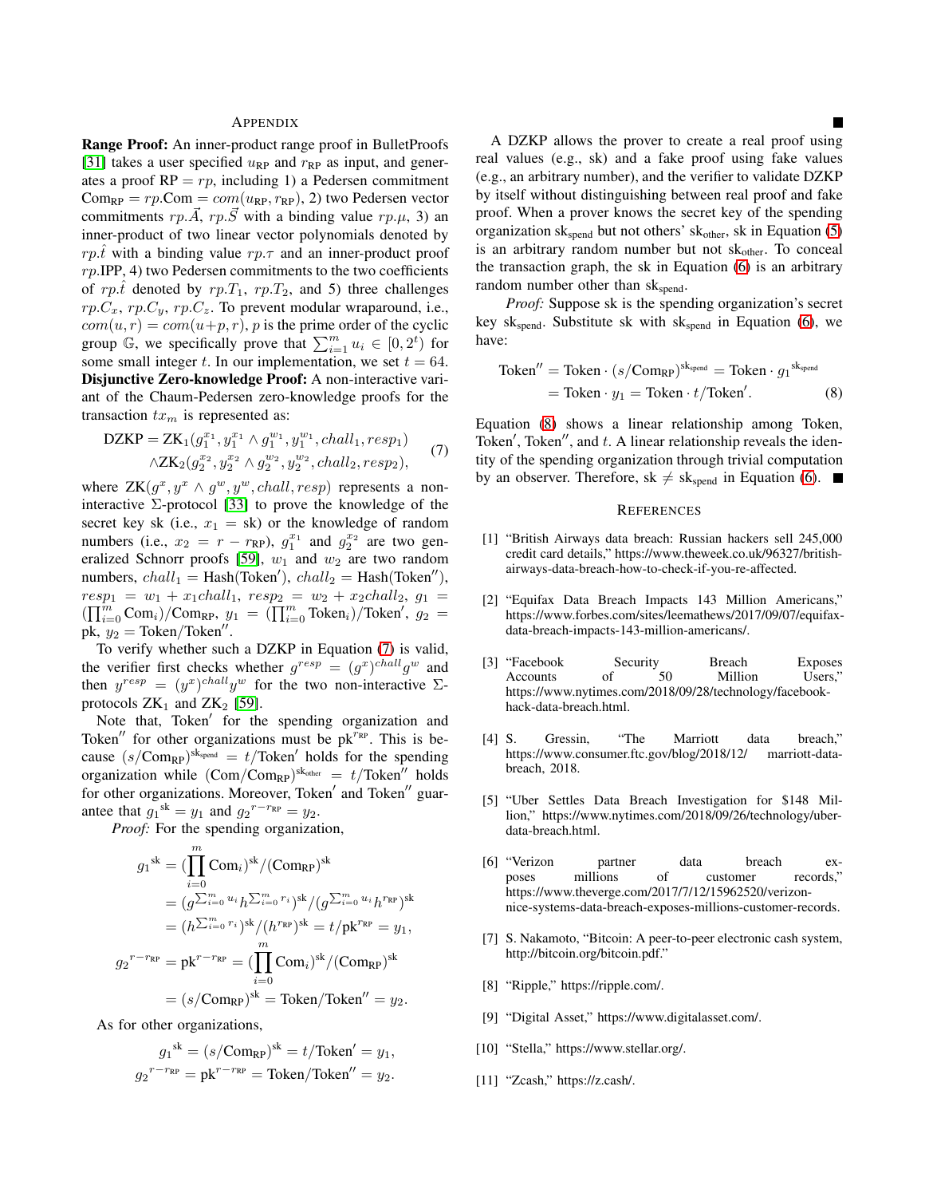## APPENDIX

**Range Proof:** An inner-product range proof in BulletProofs [31] takes a user specified $u_{\text{RP}}$ and $r_{\text{RP}}$ as input, and generates a proof $\text{RP} = rp$, including 1) a Pedersen commitment $\text{Com}_{\text{RP}} = rp.\text{Com} = com(u_{\text{RP}}, r_{\text{RP}})$, 2) two Pedersen vector commitments $rp.\vec{A}$, $rp.\vec{S}$ with a binding value $rp.\mu$, 3) an inner-product of two linear vector polynomials denoted by $rp.\hat{t}$ with a binding value $rp.\tau$ and an inner-product proof $rp.$IPP, 4) two Pedersen commitments to the two coefficients of $rp.\hat{t}$ denoted by $rp.T_1$, $rp.T_2$, and 5) three challenges $rp.C_x$, $rp.C_y$, $rp.C_z$. To prevent modular wraparound, i.e., $com(u, r) = com(u+p, r)$, $p$ is the prime order of the cyclic group $\mathbb{G}$, we specifically prove that $\sum_{i=1}^{m} u_i \in [0, 2^t)$ for some small integer $t$. In our implementation, we set $t = 64$.

**Disjunctive Zero-knowledge Proof:** A non-interactive variant of the Chaum-Pedersen zero-knowledge proofs for the transaction $tx_m$ is represented as:

$$\begin{aligned}\text{DZKP} = &\text{ZK}_1(g_1^{x_1}, y_1^{x_1} \wedge g_1^{w_1}, y_1^{w_1}, chall_1, resp_1) \\ &\wedge \text{ZK}_2(g_2^{x_2}, y_2^{x_2} \wedge g_2^{w_2}, y_2^{w_2}, chall_2, resp_2),\end{aligned} \tag{7}$$

where $\text{ZK}(g^x, y^x \wedge g^w, y^w, chall, resp)$ represents a non-interactive $\Sigma$-protocol [33] to prove the knowledge of the secret key sk (i.e., $x_1 = \text{sk}$) or the knowledge of random numbers (i.e., $x_2 = r - r_{\text{RP}}$), $g_1^{x_1}$ and $g_2^{x_2}$ are two generalized Schnorr proofs [59], $w_1$ and $w_2$ are two random numbers, $chall_1 = \text{Hash}(\text{Token}')$, $chall_2 = \text{Hash}(\text{Token}'')$, $resp_1 = w_1 + x_1 chall_1$, $resp_2 = w_2 + x_2 chall_2$, $g_1 = (\prod_{i=0}^{m} \text{Com}_i)/\text{Com}_{\text{RP}}$, $y_1 = (\prod_{i=0}^{m} \text{Token}_i)/\text{Token}'$, $g_2 = \text{pk}$, $y_2 = \text{Token}/\text{Token}''$.

To verify whether such a DZKP in Equation (7) is valid, the verifier first checks whether $g^{resp} = (g^x)^{chall} g^w$ and then $y^{resp} = (y^x)^{chall} y^w$ for the two non-interactive $\Sigma$-protocols $\text{ZK}_1$ and $\text{ZK}_2$ [59].

Note that, $\text{Token}'$ for the spending organization and $\text{Token}''$ for other organizations must be $\text{pk}^{r_{\text{RP}}}$. This is because $(s/\text{Com}_{\text{RP}})^{\text{sk}_{\text{spend}}} = t/\text{Token}'$ holds for the spending organization while $(\text{Com}/\text{Com}_{\text{RP}})^{\text{sk}_{\text{other}}} = t/\text{Token}''$ holds for other organizations. Moreover, $\text{Token}'$ and $\text{Token}''$ guarantee that ${g_1}^{\text{sk}} = y_1$ and ${g_2}^{r - r_{\text{RP}}} = y_2$.

*Proof:* For the spending organization,

$$\begin{aligned}{g_1}^{\text{sk}} &= (\prod_{i=0}^{m} \text{Com}_i)^{\text{sk}}/(\text{Com}_{\text{RP}})^{\text{sk}} \\ &= (g^{\sum_{i=0}^{m} u_i} h^{\sum_{i=0}^{m} r_i})^{\text{sk}}/(g^{\sum_{i=0}^{m} u_i} h^{r_{\text{RP}}})^{\text{sk}} \\ &= (h^{\sum_{i=0}^{m} r_i})^{\text{sk}}/(h^{r_{\text{RP}}})^{\text{sk}} = t/\text{pk}^{r_{\text{RP}}} = y_1, \\ {g_2}^{r - r_{\text{RP}}} &= \text{pk}^{r - r_{\text{RP}}} = (\prod_{i=0}^{m} \text{Com}_i)^{\text{sk}}/(\text{Com}_{\text{RP}})^{\text{sk}} \\ &= (s/\text{Com}_{\text{RP}})^{\text{sk}} = \text{Token}/\text{Token}'' = y_2.\end{aligned}$$

As for other organizations,

$$\begin{aligned}{g_1}^{\text{sk}} &= (s/\text{Com}_{\text{RP}})^{\text{sk}} = t/\text{Token}' = y_1, \\ {g_2}^{r - r_{\text{RP}}} &= \text{pk}^{r - r_{\text{RP}}} = \text{Token}/\text{Token}'' = y_2.\end{aligned}$$

■

A DZKP allows the prover to create a real proof using real values (e.g., sk) and a fake proof using fake values (e.g., an arbitrary number), and the verifier to validate DZKP by itself without distinguishing between real proof and fake proof. When a prover knows the secret key of the spending organization $\text{sk}_{\text{spend}}$ but not others' $\text{sk}_{\text{other}}$, sk in Equation (5) is an arbitrary random number but not $\text{sk}_{\text{other}}$. To conceal the transaction graph, the sk in Equation (6) is an arbitrary random number other than $\text{sk}_{\text{spend}}$.

*Proof:* Suppose sk is the spending organization's secret key $\text{sk}_{\text{spend}}$. Substitute sk with $\text{sk}_{\text{spend}}$ in Equation (6), we have:

$$\begin{aligned}\text{Token}'' &= \text{Token} \cdot (s/\text{Com}_{\text{RP}})^{\text{sk}_{\text{spend}}} = \text{Token} \cdot {g_1}^{\text{sk}_{\text{spend}}} \\ &= \text{Token} \cdot y_1 = \text{Token} \cdot t/\text{Token}'.\end{aligned} \tag{8}$$

Equation (8) shows a linear relationship among Token, $\text{Token}'$, $\text{Token}''$, and $t$. A linear relationship reveals the identity of the spending organization through trivial computation by an observer. Therefore, $\text{sk} \neq \text{sk}_{\text{spend}}$ in Equation (6). ■

## REFERENCES

[1] "British Airways data breach: Russian hackers sell 245,000 credit card details," https://www.theweek.co.uk/96327/british-airways-data-breach-how-to-check-if-you-re-affected.

[2] "Equifax Data Breach Impacts 143 Million Americans," https://www.forbes.com/sites/leemathews/2017/09/07/equifax-data-breach-impacts-143-million-americans/.

[3] "Facebook Security Breach Exposes Accounts of 50 Million Users," https://www.nytimes.com/2018/09/28/technology/facebook-hack-data-breach.html.

[4] S. Gressin, "The Marriott data breach," https://www.consumer.ftc.gov/blog/2018/12/ marriott-data-breach, 2018.

[5] "Uber Settles Data Breach Investigation for $148 Million," https://www.nytimes.com/2018/09/26/technology/uber-data-breach.html.

[6] "Verizon partner data breach exposes millions of customer records," https://www.theverge.com/2017/7/12/15962520/verizon-nice-systems-data-breach-exposes-millions-customer-records.

[7] S. Nakamoto, "Bitcoin: A peer-to-peer electronic cash system, http://bitcoin.org/bitcoin.pdf."

[8] "Ripple," https://ripple.com/.

[9] "Digital Asset," https://www.digitalasset.com/.

[10] "Stella," https://www.stellar.org/.

[11] "Zcash," https://z.cash/.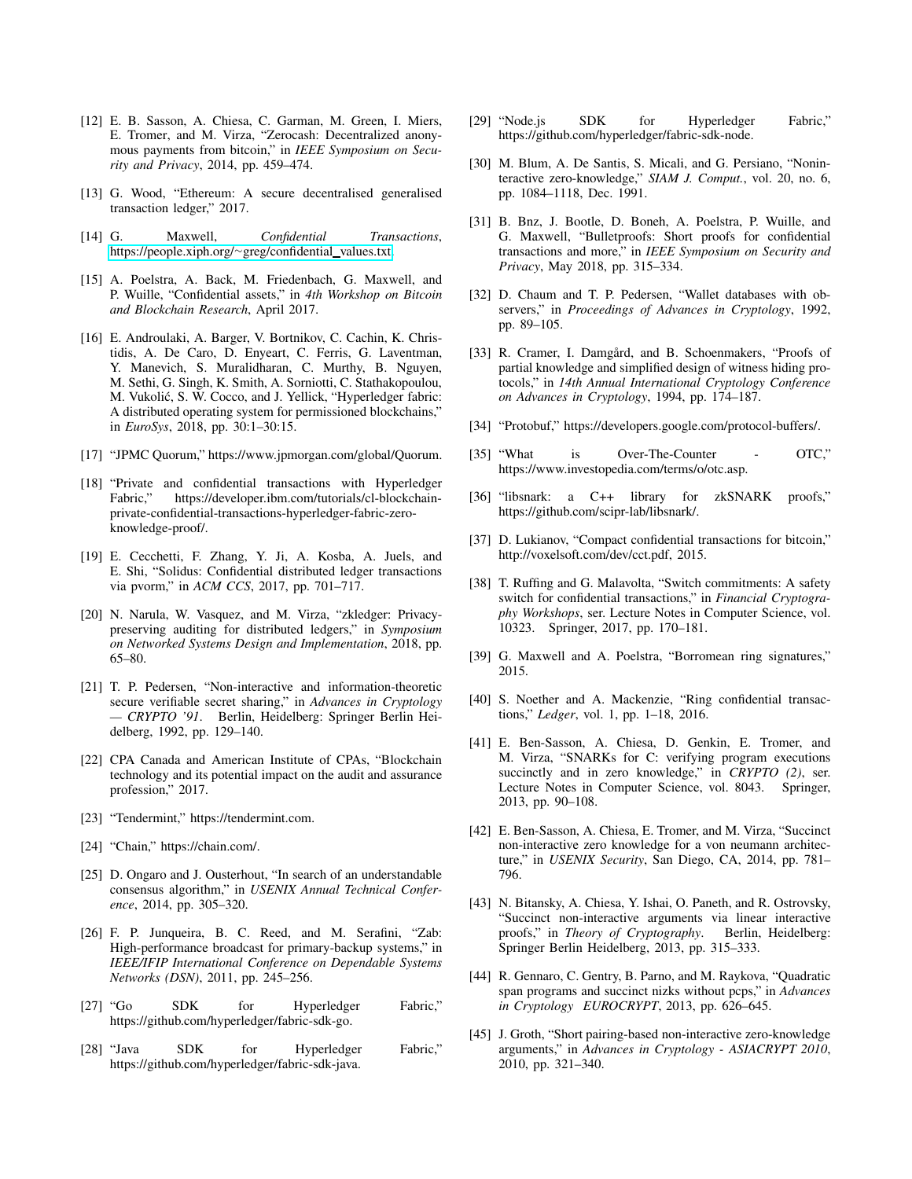[12] E. B. Sasson, A. Chiesa, C. Garman, M. Green, I. Miers, E. Tromer, and M. Virza, "Zerocash: Decentralized anonymous payments from bitcoin," in *IEEE Symposium on Security and Privacy*, 2014, pp. 459–474.

[13] G. Wood, "Ethereum: A secure decentralised generalised transaction ledger," 2017.

[14] G. Maxwell, *Confidential Transactions*, https://people.xiph.org/~greg/confidential_values.txt.

[15] A. Poelstra, A. Back, M. Friedenbach, G. Maxwell, and P. Wuille, "Confidential assets," in *4th Workshop on Bitcoin and Blockchain Research*, April 2017.

[16] E. Androulaki, A. Barger, V. Bortnikov, C. Cachin, K. Christidis, A. De Caro, D. Enyeart, C. Ferris, G. Laventman, Y. Manevich, S. Muralidharan, C. Murthy, B. Nguyen, M. Sethi, G. Singh, K. Smith, A. Sorniotti, C. Stathakopoulou, M. Vukolić, S. W. Cocco, and J. Yellick, "Hyperledger fabric: A distributed operating system for permissioned blockchains," in *EuroSys*, 2018, pp. 30:1–30:15.

[17] "JPMC Quorum," https://www.jpmorgan.com/global/Quorum.

[18] "Private and confidential transactions with Hyperledger Fabric," https://developer.ibm.com/tutorials/cl-blockchain-private-confidential-transactions-hyperledger-fabric-zero-knowledge-proof/.

[19] E. Cecchetti, F. Zhang, Y. Ji, A. Kosba, A. Juels, and E. Shi, "Solidus: Confidential distributed ledger transactions via pvorm," in *ACM CCS*, 2017, pp. 701–717.

[20] N. Narula, W. Vasquez, and M. Virza, "zkledger: Privacy-preserving auditing for distributed ledgers," in *Symposium on Networked Systems Design and Implementation*, 2018, pp. 65–80.

[21] T. P. Pedersen, "Non-interactive and information-theoretic secure verifiable secret sharing," in *Advances in Cryptology — CRYPTO '91*. Berlin, Heidelberg: Springer Berlin Heidelberg, 1992, pp. 129–140.

[22] CPA Canada and American Institute of CPAs, "Blockchain technology and its potential impact on the audit and assurance profession," 2017.

[23] "Tendermint," https://tendermint.com.

[24] "Chain," https://chain.com/.

[25] D. Ongaro and J. Ousterhout, "In search of an understandable consensus algorithm," in *USENIX Annual Technical Conference*, 2014, pp. 305–320.

[26] F. P. Junqueira, B. C. Reed, and M. Serafini, "Zab: High-performance broadcast for primary-backup systems," in *IEEE/IFIP International Conference on Dependable Systems Networks (DSN)*, 2011, pp. 245–256.

[27] "Go SDK for Hyperledger Fabric," https://github.com/hyperledger/fabric-sdk-go.

[28] "Java SDK for Hyperledger Fabric," https://github.com/hyperledger/fabric-sdk-java.

[29] "Node.js SDK for Hyperledger Fabric," https://github.com/hyperledger/fabric-sdk-node.

[30] M. Blum, A. De Santis, S. Micali, and G. Persiano, "Noninteractive zero-knowledge," *SIAM J. Comput.*, vol. 20, no. 6, pp. 1084–1118, Dec. 1991.

[31] B. Bnz, J. Bootle, D. Boneh, A. Poelstra, P. Wuille, and G. Maxwell, "Bulletproofs: Short proofs for confidential transactions and more," in *IEEE Symposium on Security and Privacy*, May 2018, pp. 315–334.

[32] D. Chaum and T. P. Pedersen, "Wallet databases with observers," in *Proceedings of Advances in Cryptology*, 1992, pp. 89–105.

[33] R. Cramer, I. Damgård, and B. Schoenmakers, "Proofs of partial knowledge and simplified design of witness hiding protocols," in *14th Annual International Cryptology Conference on Advances in Cryptology*, 1994, pp. 174–187.

[34] "Protobuf," https://developers.google.com/protocol-buffers/.

[35] "What is Over-The-Counter - OTC," https://www.investopedia.com/terms/o/otc.asp.

[36] "libsnark: a C++ library for zkSNARK proofs," https://github.com/scipr-lab/libsnark/.

[37] D. Lukianov, "Compact confidential transactions for bitcoin," http://voxelsoft.com/dev/cct.pdf, 2015.

[38] T. Ruffing and G. Malavolta, "Switch commitments: A safety switch for confidential transactions," in *Financial Cryptography Workshops*, ser. Lecture Notes in Computer Science, vol. 10323. Springer, 2017, pp. 170–181.

[39] G. Maxwell and A. Poelstra, "Borromean ring signatures," 2015.

[40] S. Noether and A. Mackenzie, "Ring confidential transactions," *Ledger*, vol. 1, pp. 1–18, 2016.

[41] E. Ben-Sasson, A. Chiesa, D. Genkin, E. Tromer, and M. Virza, "SNARKs for C: verifying program executions succinctly and in zero knowledge," in *CRYPTO (2)*, ser. Lecture Notes in Computer Science, vol. 8043. Springer, 2013, pp. 90–108.

[42] E. Ben-Sasson, A. Chiesa, E. Tromer, and M. Virza, "Succinct non-interactive zero knowledge for a von neumann architecture," in *USENIX Security*, San Diego, CA, 2014, pp. 781–796.

[43] N. Bitansky, A. Chiesa, Y. Ishai, O. Paneth, and R. Ostrovsky, "Succinct non-interactive arguments via linear interactive proofs," in *Theory of Cryptography*. Berlin, Heidelberg: Springer Berlin Heidelberg, 2013, pp. 315–333.

[44] R. Gennaro, C. Gentry, B. Parno, and M. Raykova, "Quadratic span programs and succinct nizks without pcps," in *Advances in Cryptology EUROCRYPT*, 2013, pp. 626–645.

[45] J. Groth, "Short pairing-based non-interactive zero-knowledge arguments," in *Advances in Cryptology - ASIACRYPT 2010*, 2010, pp. 321–340.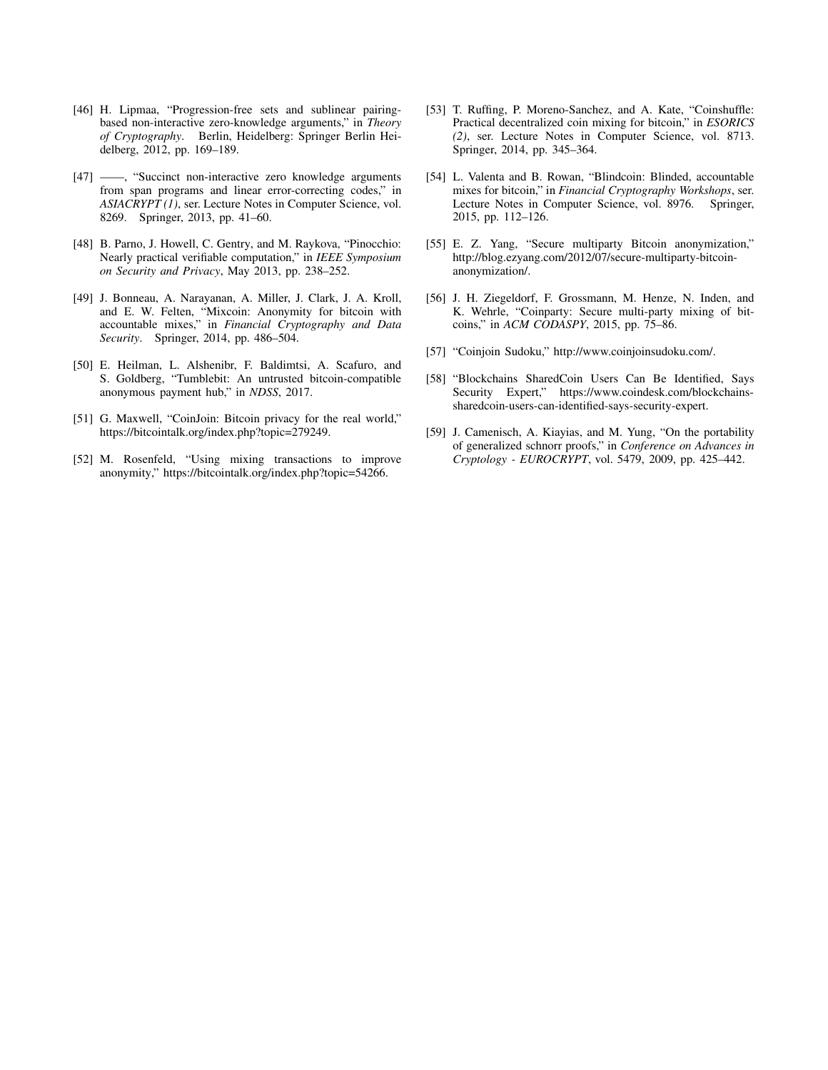[46] H. Lipmaa, "Progression-free sets and sublinear pairing-based non-interactive zero-knowledge arguments," in *Theory of Cryptography*. Berlin, Heidelberg: Springer Berlin Heidelberg, 2012, pp. 169–189.

[47] ——, "Succinct non-interactive zero knowledge arguments from span programs and linear error-correcting codes," in *ASIACRYPT (1)*, ser. Lecture Notes in Computer Science, vol. 8269. Springer, 2013, pp. 41–60.

[48] B. Parno, J. Howell, C. Gentry, and M. Raykova, "Pinocchio: Nearly practical verifiable computation," in *IEEE Symposium on Security and Privacy*, May 2013, pp. 238–252.

[49] J. Bonneau, A. Narayanan, A. Miller, J. Clark, J. A. Kroll, and E. W. Felten, "Mixcoin: Anonymity for bitcoin with accountable mixes," in *Financial Cryptography and Data Security*. Springer, 2014, pp. 486–504.

[50] E. Heilman, L. Alshenibr, F. Baldimtsi, A. Scafuro, and S. Goldberg, "Tumblebit: An untrusted bitcoin-compatible anonymous payment hub," in *NDSS*, 2017.

[51] G. Maxwell, "CoinJoin: Bitcoin privacy for the real world," https://bitcointalk.org/index.php?topic=279249.

[52] M. Rosenfeld, "Using mixing transactions to improve anonymity," https://bitcointalk.org/index.php?topic=54266.

[53] T. Ruffing, P. Moreno-Sanchez, and A. Kate, "Coinshuffle: Practical decentralized coin mixing for bitcoin," in *ESORICS (2)*, ser. Lecture Notes in Computer Science, vol. 8713. Springer, 2014, pp. 345–364.

[54] L. Valenta and B. Rowan, "Blindcoin: Blinded, accountable mixes for bitcoin," in *Financial Cryptography Workshops*, ser. Lecture Notes in Computer Science, vol. 8976. Springer, 2015, pp. 112–126.

[55] E. Z. Yang, "Secure multiparty Bitcoin anonymization," http://blog.ezyang.com/2012/07/secure-multiparty-bitcoin-anonymization/.

[56] J. H. Ziegeldorf, F. Grossmann, M. Henze, N. Inden, and K. Wehrle, "Coinparty: Secure multi-party mixing of bitcoins," in *ACM CODASPY*, 2015, pp. 75–86.

[57] "Coinjoin Sudoku," http://www.coinjoinsudoku.com/.

[58] "Blockchains SharedCoin Users Can Be Identified, Says Security Expert," https://www.coindesk.com/blockchains-sharedcoin-users-can-identified-says-security-expert.

[59] J. Camenisch, A. Kiayias, and M. Yung, "On the portability of generalized schnorr proofs," in *Conference on Advances in Cryptology - EUROCRYPT*, vol. 5479, 2009, pp. 425–442.